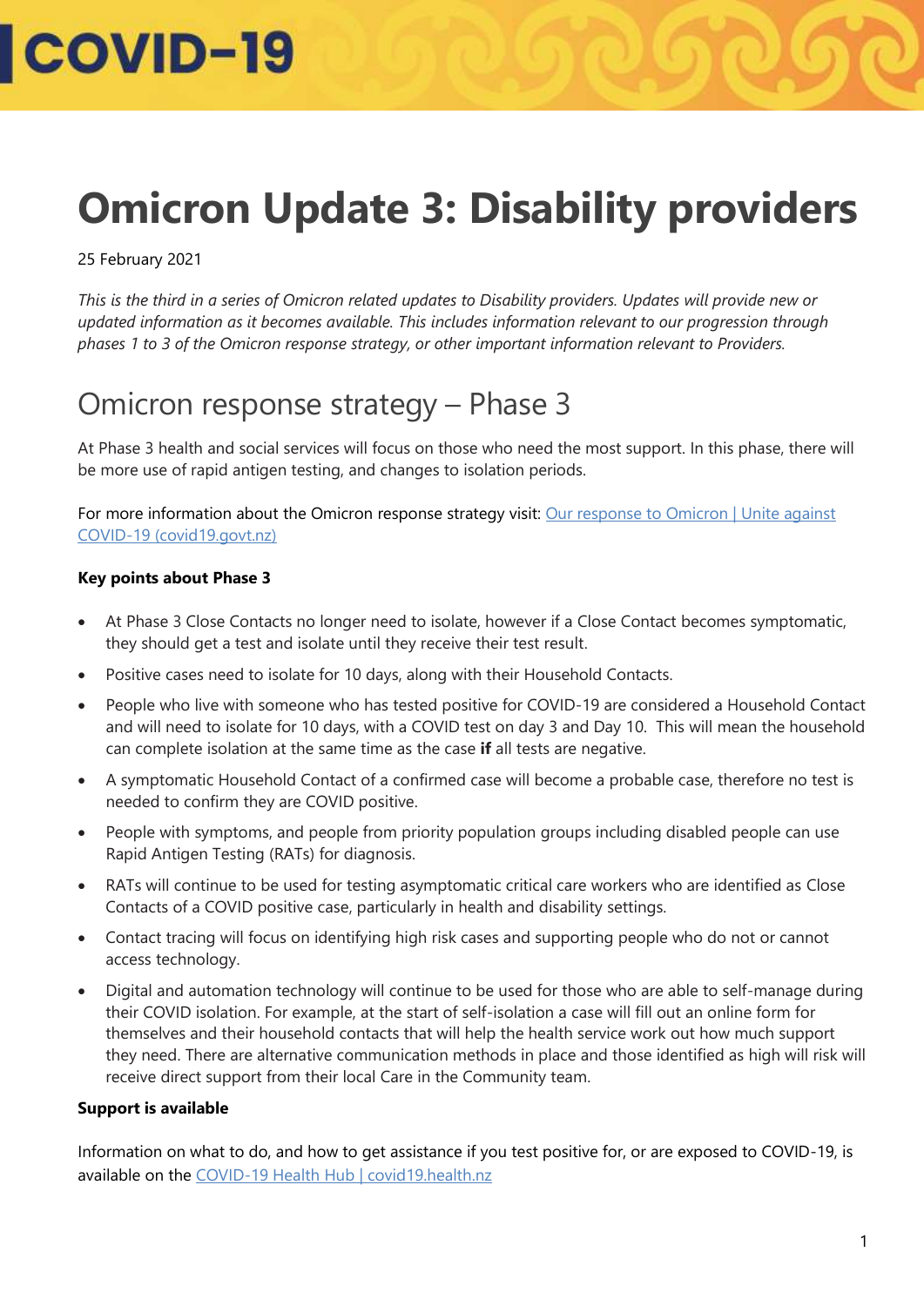# COVID-19

# Omicron Update 3: Disability providers

25 February 2021

*This is the third in a series of Omicron related updates to Disability providers. Updates will provide new or updated information as it becomes available. This includes information relevant to our progression through phases 1 to 3 of the Omicron response strategy, or other important information relevant to Providers.*

## Omicron response strategy – Phase 3

At Phase 3 health and social services will focus on those who need the most support. In this phase, there will be more use of rapid antigen testing, and changes to isolation periods.

For more information about the Omicron response strategy visit: [Our response to Omicron | Unite against COVID-19 (covid19.govt.nz)](covid19.govt.nz)

**Key points about Phase 3**

- At Phase 3 Close Contacts no longer need to isolate, however if a Close Contact becomes symptomatic, they should get a test and isolate until they receive their test result.
- Positive cases need to isolate for 10 days, along with their Household Contacts.
- People who live with someone who has tested positive for COVID-19 are considered a Household Contact and will need to isolate for 10 days, with a COVID test on day 3 and Day 10. This will mean the household can complete isolation at the same time as the case **if** all tests are negative.
- A symptomatic Household Contact of a confirmed case will become a probable case, therefore no test is needed to confirm they are COVID positive.
- People with symptoms, and people from priority population groups including disabled people can use Rapid Antigen Testing (RATs) for diagnosis.
- RATs will continue to be used for testing asymptomatic critical care workers who are identified as Close Contacts of a COVID positive case, particularly in health and disability settings.
- Contact tracing will focus on identifying high risk cases and supporting people who do not or cannot access technology.
- Digital and automation technology will continue to be used for those who are able to self-manage during their COVID isolation. For example, at the start of self-isolation a case will fill out an online form for themselves and their household contacts that will help the health service work out how much support they need. There are alternative communication methods in place and those identified as high will risk will receive direct support from their local Care in the Community team.

**Support is available**

Information on what to do, and how to get assistance if you test positive for, or are exposed to COVID-19, is available on the [COVID-19 Health Hub | covid19.health.nz](covid19.health.nz)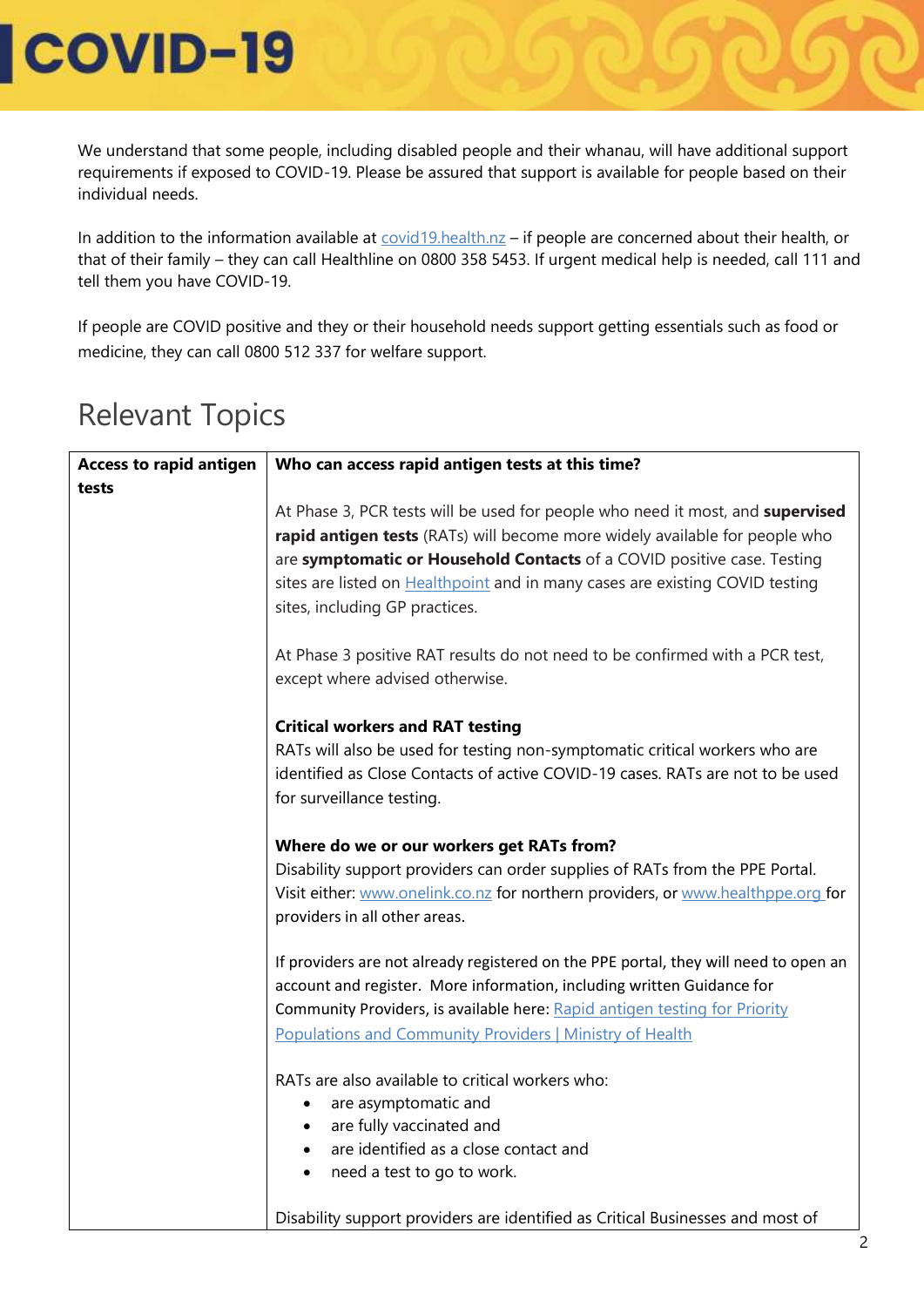We understand that some people, including disabled people and their whanau, will have additional support requirements if exposed to COVID-19. Please be assured that support is available for people based on their individual needs.

In addition to the information available at [covid19.health.nz](covid19.health.nz) – if people are concerned about their health, or that of their family – they can call Healthline on 0800 358 5453. If urgent medical help is needed, call 111 and tell them you have COVID-19.

If people are COVID positive and they or their household needs support getting essentials such as food or medicine, they can call 0800 512 337 for welfare support.

## Relevant Topics

| **Access to rapid antigen tests** | **Who can access rapid antigen tests at this time?**<br><br>At Phase 3, PCR tests will be used for people who need it most, and **supervised rapid antigen tests** (RATs) will become more widely available for people who are **symptomatic or Household Contacts** of a COVID positive case. Testing sites are listed on [Healthpoint](Healthpoint) and in many cases are existing COVID testing sites, including GP practices.<br><br>At Phase 3 positive RAT results do not need to be confirmed with a PCR test, except where advised otherwise.<br><br>**Critical workers and RAT testing**<br>RATs will also be used for testing non-symptomatic critical workers who are identified as Close Contacts of active COVID-19 cases. RATs are not to be used for surveillance testing.<br><br>**Where do we or our workers get RATs from?**<br>Disability support providers can order supplies of RATs from the PPE Portal. Visit either: [www.onelink.co.nz](www.onelink.co.nz) for northern providers, or [www.healthppe.org](www.healthppe.org) for providers in all other areas.<br><br>If providers are not already registered on the PPE portal, they will need to open an account and register. More information, including written Guidance for Community Providers, is available here: [Rapid antigen testing for Priority Populations and Community Providers \| Ministry of Health](Rapid antigen testing for Priority Populations and Community Providers \| Ministry of Health)<br><br>RATs are also available to critical workers who:<br>• are asymptomatic and<br>• are fully vaccinated and<br>• are identified as a close contact and<br>• need a test to go to work.<br><br>Disability support providers are identified as Critical Businesses and most of |
|---|---|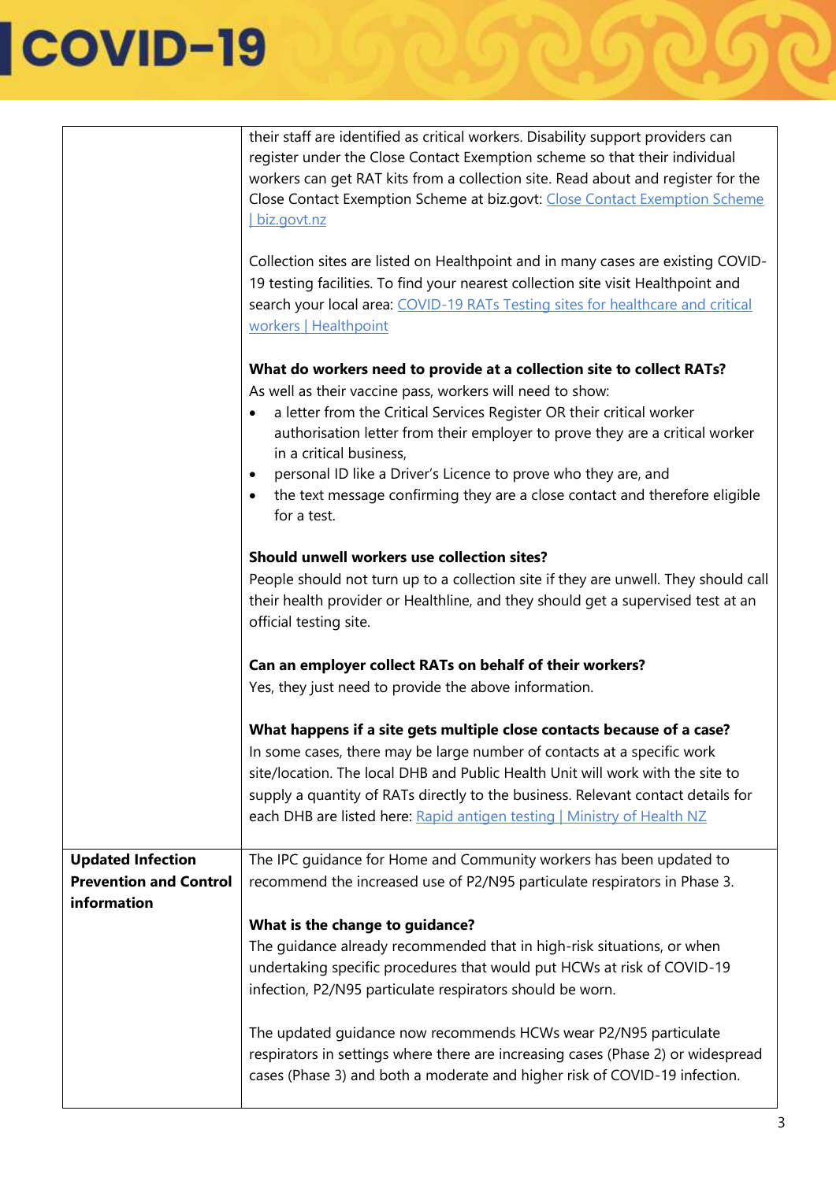| | |
|---|---|
| | their staff are identified as critical workers. Disability support providers can register under the Close Contact Exemption scheme so that their individual workers can get RAT kits from a collection site. Read about and register for the Close Contact Exemption Scheme at biz.govt: [Close Contact Exemption Scheme \| biz.govt.nz]<br><br>Collection sites are listed on Healthpoint and in many cases are existing COVID-19 testing facilities. To find your nearest collection site visit Healthpoint and search your local area: [COVID-19 RATs Testing sites for healthcare and critical workers \| Healthpoint]<br><br>**What do workers need to provide at a collection site to collect RATs?**<br>As well as their vaccine pass, workers will need to show:<br>• a letter from the Critical Services Register OR their critical worker authorisation letter from their employer to prove they are a critical worker in a critical business,<br>• personal ID like a Driver's Licence to prove who they are, and<br>• the text message confirming they are a close contact and therefore eligible for a test.<br><br>**Should unwell workers use collection sites?**<br>People should not turn up to a collection site if they are unwell. They should call their health provider or Healthline, and they should get a supervised test at an official testing site.<br><br>**Can an employer collect RATs on behalf of their workers?**<br>Yes, they just need to provide the above information.<br><br>**What happens if a site gets multiple close contacts because of a case?**<br>In some cases, there may be large number of contacts at a specific work site/location. The local DHB and Public Health Unit will work with the site to supply a quantity of RATs directly to the business. Relevant contact details for each DHB are listed here: [Rapid antigen testing \| Ministry of Health NZ] |
| **Updated Infection Prevention and Control information** | The IPC guidance for Home and Community workers has been updated to recommend the increased use of P2/N95 particulate respirators in Phase 3.<br><br>**What is the change to guidance?**<br>The guidance already recommended that in high-risk situations, or when undertaking specific procedures that would put HCWs at risk of COVID-19 infection, P2/N95 particulate respirators should be worn.<br><br>The updated guidance now recommends HCWs wear P2/N95 particulate respirators in settings where there are increasing cases (Phase 2) or widespread cases (Phase 3) and both a moderate and higher risk of COVID-19 infection. |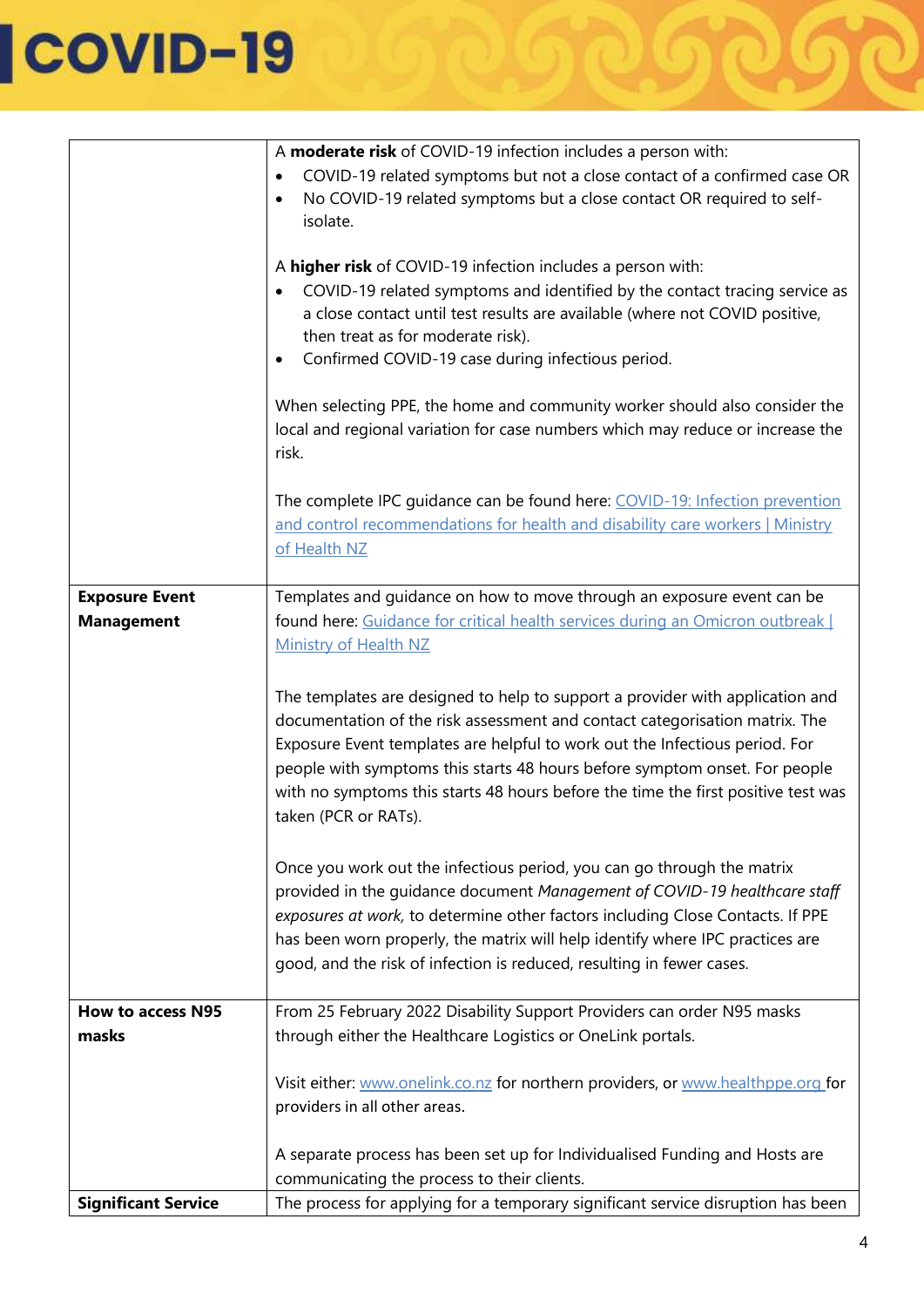| | |
|---|---|
| | A **moderate risk** of COVID-19 infection includes a person with:<br>• COVID-19 related symptoms but not a close contact of a confirmed case OR<br>• No COVID-19 related symptoms but a close contact OR required to self-isolate.<br><br>A **higher risk** of COVID-19 infection includes a person with:<br>• COVID-19 related symptoms and identified by the contact tracing service as a close contact until test results are available (where not COVID positive, then treat as for moderate risk).<br>• Confirmed COVID-19 case during infectious period.<br><br>When selecting PPE, the home and community worker should also consider the local and regional variation for case numbers which may reduce or increase the risk.<br><br>The complete IPC guidance can be found here: COVID-19: Infection prevention and control recommendations for health and disability care workers \| Ministry of Health NZ |
| **Exposure Event Management** | Templates and guidance on how to move through an exposure event can be found here: Guidance for critical health services during an Omicron outbreak \| Ministry of Health NZ<br><br>The templates are designed to help to support a provider with application and documentation of the risk assessment and contact categorisation matrix. The Exposure Event templates are helpful to work out the Infectious period. For people with symptoms this starts 48 hours before symptom onset. For people with no symptoms this starts 48 hours before the time the first positive test was taken (PCR or RATs).<br><br>Once you work out the infectious period, you can go through the matrix provided in the guidance document *Management of COVID-19 healthcare staff exposures at work,* to determine other factors including Close Contacts. If PPE has been worn properly, the matrix will help identify where IPC practices are good, and the risk of infection is reduced, resulting in fewer cases. |
| **How to access N95 masks** | From 25 February 2022 Disability Support Providers can order N95 masks through either the Healthcare Logistics or OneLink portals.<br><br>Visit either: www.onelink.co.nz for northern providers, or www.healthppe.org for providers in all other areas.<br><br>A separate process has been set up for Individualised Funding and Hosts are communicating the process to their clients. |
| **Significant Service** | The process for applying for a temporary significant service disruption has been |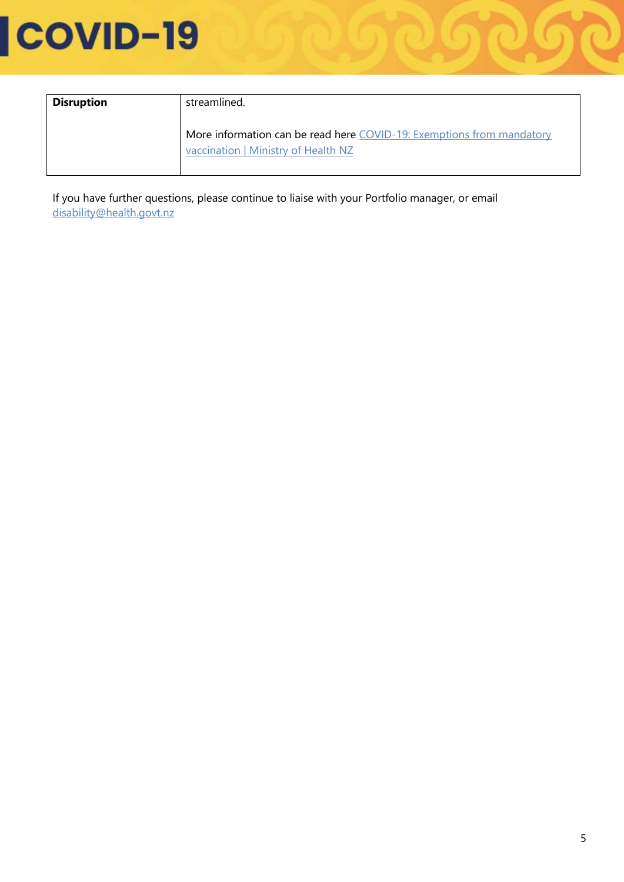| | |
|---|---|
| **Disruption** | streamlined.<br><br>More information can be read here [COVID-19: Exemptions from mandatory vaccination \| Ministry of Health NZ] |

If you have further questions, please continue to liaise with your Portfolio manager, or email disability@health.govt.nz